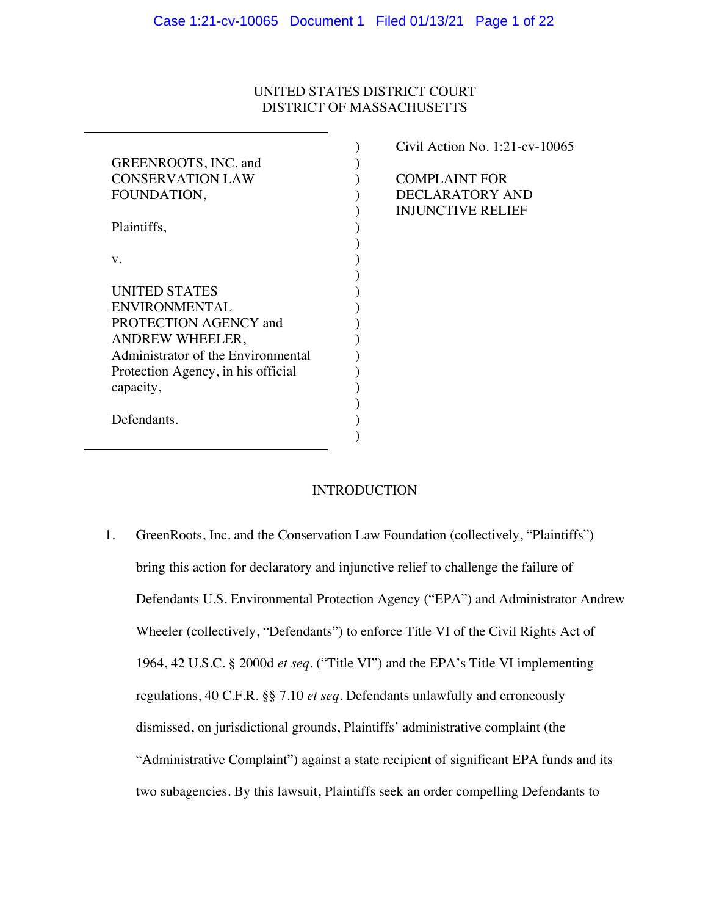UNITED STATES DISTRICT COURT
DISTRICT OF MASSACHUSETTS

| | |
|---|---|
| GREENROOTS, INC. and CONSERVATION LAW FOUNDATION,<br><br>Plaintiffs,<br><br>v.<br><br>UNITED STATES ENVIRONMENTAL PROTECTION AGENCY and ANDREW WHEELER, Administrator of the Environmental Protection Agency, in his official capacity,<br><br>Defendants. | Civil Action No. 1:21-cv-10065<br><br>COMPLAINT FOR DECLARATORY AND INJUNCTIVE RELIEF |

## INTRODUCTION

1. GreenRoots, Inc. and the Conservation Law Foundation (collectively, "Plaintiffs") bring this action for declaratory and injunctive relief to challenge the failure of Defendants U.S. Environmental Protection Agency ("EPA") and Administrator Andrew Wheeler (collectively, "Defendants") to enforce Title VI of the Civil Rights Act of 1964, 42 U.S.C. § 2000d *et seq*. ("Title VI") and the EPA's Title VI implementing regulations, 40 C.F.R. §§ 7.10 *et seq*. Defendants unlawfully and erroneously dismissed, on jurisdictional grounds, Plaintiffs' administrative complaint (the "Administrative Complaint") against a state recipient of significant EPA funds and its two subagencies. By this lawsuit, Plaintiffs seek an order compelling Defendants to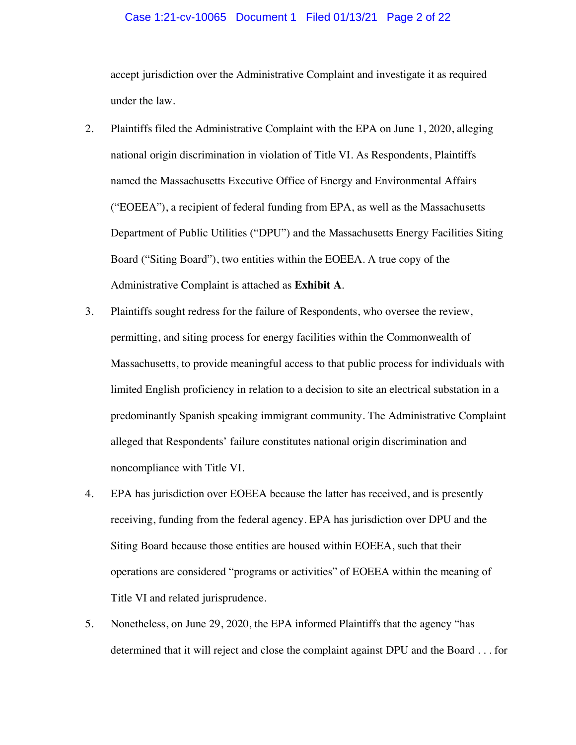accept jurisdiction over the Administrative Complaint and investigate it as required under the law.

2. Plaintiffs filed the Administrative Complaint with the EPA on June 1, 2020, alleging national origin discrimination in violation of Title VI. As Respondents, Plaintiffs named the Massachusetts Executive Office of Energy and Environmental Affairs ("EOEEA"), a recipient of federal funding from EPA, as well as the Massachusetts Department of Public Utilities ("DPU") and the Massachusetts Energy Facilities Siting Board ("Siting Board"), two entities within the EOEEA. A true copy of the Administrative Complaint is attached as **Exhibit A**.

3. Plaintiffs sought redress for the failure of Respondents, who oversee the review, permitting, and siting process for energy facilities within the Commonwealth of Massachusetts, to provide meaningful access to that public process for individuals with limited English proficiency in relation to a decision to site an electrical substation in a predominantly Spanish speaking immigrant community. The Administrative Complaint alleged that Respondents' failure constitutes national origin discrimination and noncompliance with Title VI.

4. EPA has jurisdiction over EOEEA because the latter has received, and is presently receiving, funding from the federal agency. EPA has jurisdiction over DPU and the Siting Board because those entities are housed within EOEEA, such that their operations are considered "programs or activities" of EOEEA within the meaning of Title VI and related jurisprudence.

5. Nonetheless, on June 29, 2020, the EPA informed Plaintiffs that the agency "has determined that it will reject and close the complaint against DPU and the Board . . . for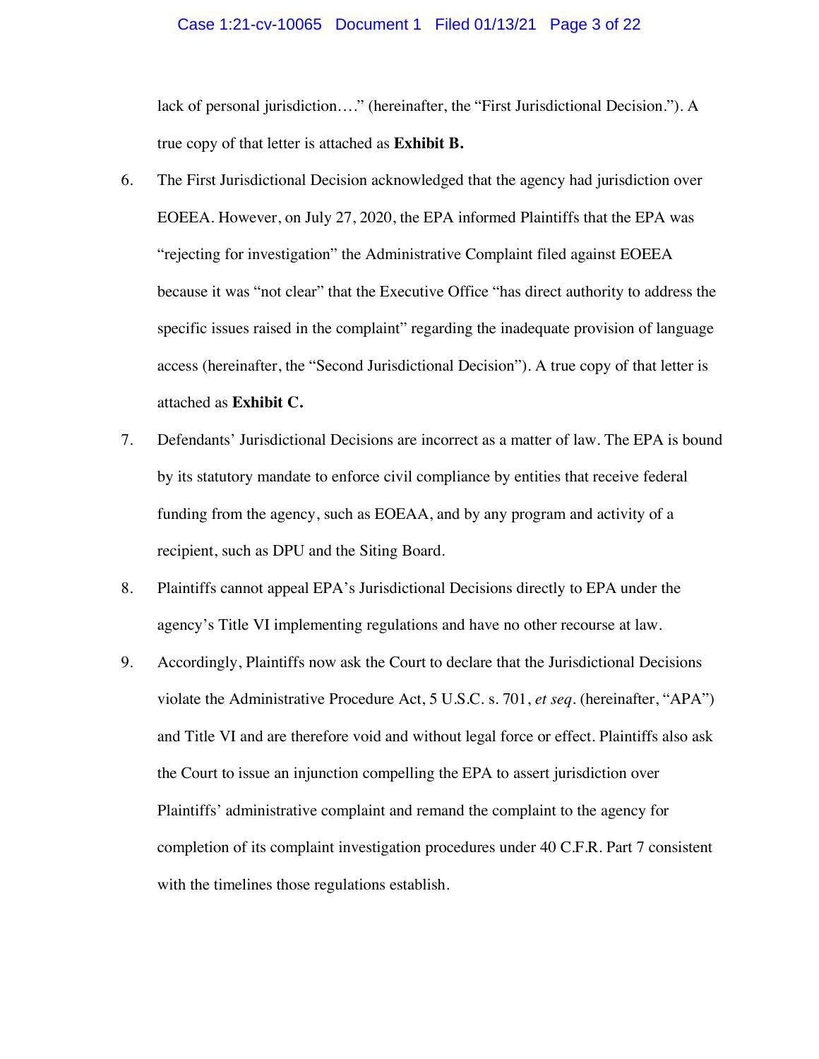lack of personal jurisdiction…." (hereinafter, the "First Jurisdictional Decision."). A true copy of that letter is attached as **Exhibit B.**

6. The First Jurisdictional Decision acknowledged that the agency had jurisdiction over EOEEA. However, on July 27, 2020, the EPA informed Plaintiffs that the EPA was "rejecting for investigation" the Administrative Complaint filed against EOEEA because it was "not clear" that the Executive Office "has direct authority to address the specific issues raised in the complaint" regarding the inadequate provision of language access (hereinafter, the "Second Jurisdictional Decision"). A true copy of that letter is attached as **Exhibit C.**

7. Defendants' Jurisdictional Decisions are incorrect as a matter of law. The EPA is bound by its statutory mandate to enforce civil compliance by entities that receive federal funding from the agency, such as EOEAA, and by any program and activity of a recipient, such as DPU and the Siting Board.

8. Plaintiffs cannot appeal EPA's Jurisdictional Decisions directly to EPA under the agency's Title VI implementing regulations and have no other recourse at law.

9. Accordingly, Plaintiffs now ask the Court to declare that the Jurisdictional Decisions violate the Administrative Procedure Act, 5 U.S.C. s. 701, *et seq*. (hereinafter, "APA") and Title VI and are therefore void and without legal force or effect. Plaintiffs also ask the Court to issue an injunction compelling the EPA to assert jurisdiction over Plaintiffs' administrative complaint and remand the complaint to the agency for completion of its complaint investigation procedures under 40 C.F.R. Part 7 consistent with the timelines those regulations establish.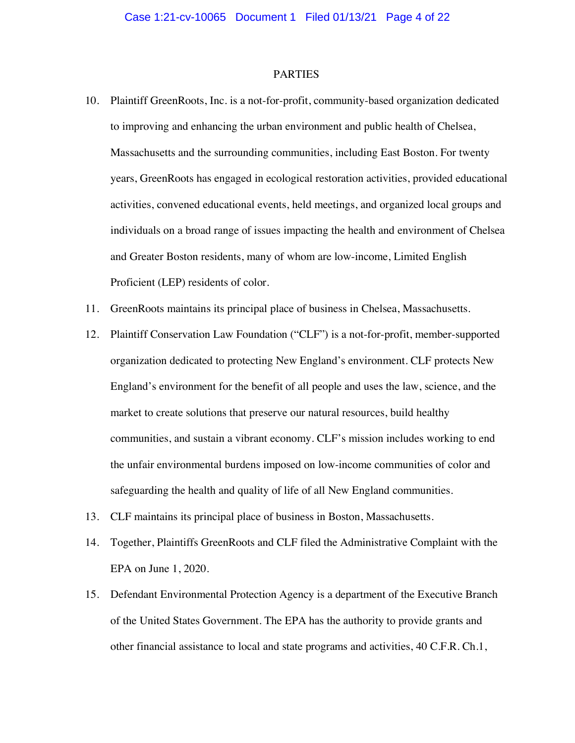## PARTIES

10. Plaintiff GreenRoots, Inc. is a not-for-profit, community-based organization dedicated to improving and enhancing the urban environment and public health of Chelsea, Massachusetts and the surrounding communities, including East Boston. For twenty years, GreenRoots has engaged in ecological restoration activities, provided educational activities, convened educational events, held meetings, and organized local groups and individuals on a broad range of issues impacting the health and environment of Chelsea and Greater Boston residents, many of whom are low-income, Limited English Proficient (LEP) residents of color.

11. GreenRoots maintains its principal place of business in Chelsea, Massachusetts.

12. Plaintiff Conservation Law Foundation ("CLF") is a not-for-profit, member-supported organization dedicated to protecting New England's environment. CLF protects New England's environment for the benefit of all people and uses the law, science, and the market to create solutions that preserve our natural resources, build healthy communities, and sustain a vibrant economy. CLF's mission includes working to end the unfair environmental burdens imposed on low-income communities of color and safeguarding the health and quality of life of all New England communities.

13. CLF maintains its principal place of business in Boston, Massachusetts.

14. Together, Plaintiffs GreenRoots and CLF filed the Administrative Complaint with the EPA on June 1, 2020.

15. Defendant Environmental Protection Agency is a department of the Executive Branch of the United States Government. The EPA has the authority to provide grants and other financial assistance to local and state programs and activities, 40 C.F.R. Ch.1,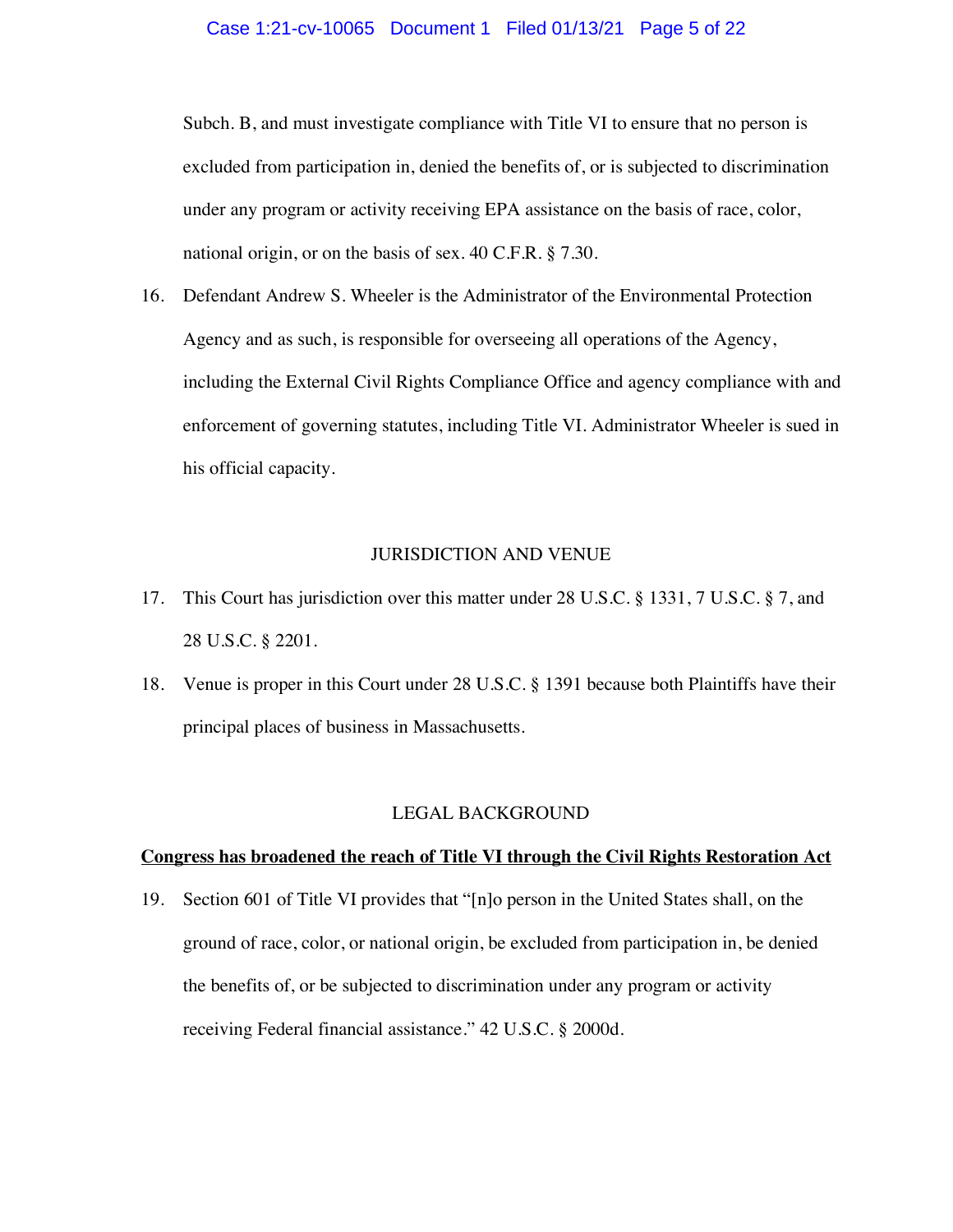Subch. B, and must investigate compliance with Title VI to ensure that no person is excluded from participation in, denied the benefits of, or is subjected to discrimination under any program or activity receiving EPA assistance on the basis of race, color, national origin, or on the basis of sex. 40 C.F.R. § 7.30.

16. Defendant Andrew S. Wheeler is the Administrator of the Environmental Protection Agency and as such, is responsible for overseeing all operations of the Agency, including the External Civil Rights Compliance Office and agency compliance with and enforcement of governing statutes, including Title VI. Administrator Wheeler is sued in his official capacity.

## JURISDICTION AND VENUE

17. This Court has jurisdiction over this matter under 28 U.S.C. § 1331, 7 U.S.C. § 7, and 28 U.S.C. § 2201.

18. Venue is proper in this Court under 28 U.S.C. § 1391 because both Plaintiffs have their principal places of business in Massachusetts.

## LEGAL BACKGROUND

**Congress has broadened the reach of Title VI through the Civil Rights Restoration Act**

19. Section 601 of Title VI provides that "[n]o person in the United States shall, on the ground of race, color, or national origin, be excluded from participation in, be denied the benefits of, or be subjected to discrimination under any program or activity receiving Federal financial assistance." 42 U.S.C. § 2000d.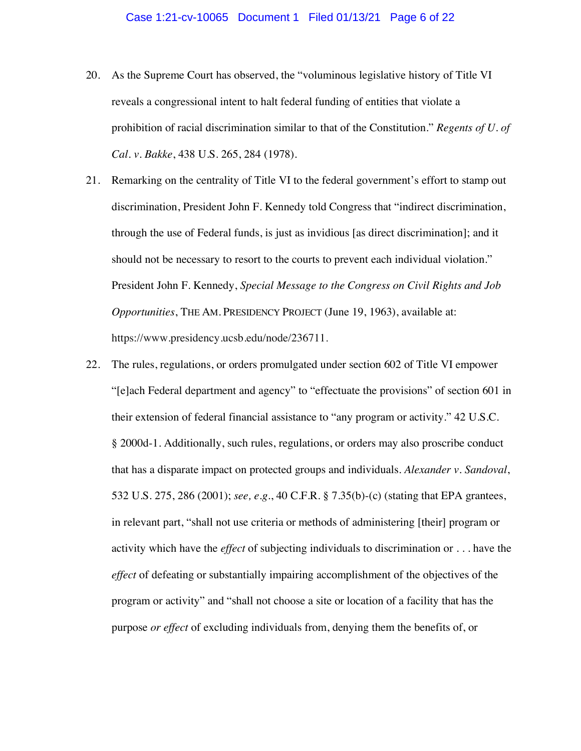20. As the Supreme Court has observed, the "voluminous legislative history of Title VI reveals a congressional intent to halt federal funding of entities that violate a prohibition of racial discrimination similar to that of the Constitution." *Regents of U. of Cal. v. Bakke*, 438 U.S. 265, 284 (1978).

21. Remarking on the centrality of Title VI to the federal government's effort to stamp out discrimination, President John F. Kennedy told Congress that "indirect discrimination, through the use of Federal funds, is just as invidious [as direct discrimination]; and it should not be necessary to resort to the courts to prevent each individual violation." President John F. Kennedy, *Special Message to the Congress on Civil Rights and Job Opportunities*, THE AM. PRESIDENCY PROJECT (June 19, 1963), available at: https://www.presidency.ucsb.edu/node/236711.

22. The rules, regulations, or orders promulgated under section 602 of Title VI empower "[e]ach Federal department and agency" to "effectuate the provisions" of section 601 in their extension of federal financial assistance to "any program or activity." 42 U.S.C. § 2000d-1. Additionally, such rules, regulations, or orders may also proscribe conduct that has a disparate impact on protected groups and individuals. *Alexander v. Sandoval*, 532 U.S. 275, 286 (2001); *see, e.g.*, 40 C.F.R. § 7.35(b)-(c) (stating that EPA grantees, in relevant part, "shall not use criteria or methods of administering [their] program or activity which have the *effect* of subjecting individuals to discrimination or . . . have the *effect* of defeating or substantially impairing accomplishment of the objectives of the program or activity" and "shall not choose a site or location of a facility that has the purpose *or effect* of excluding individuals from, denying them the benefits of, or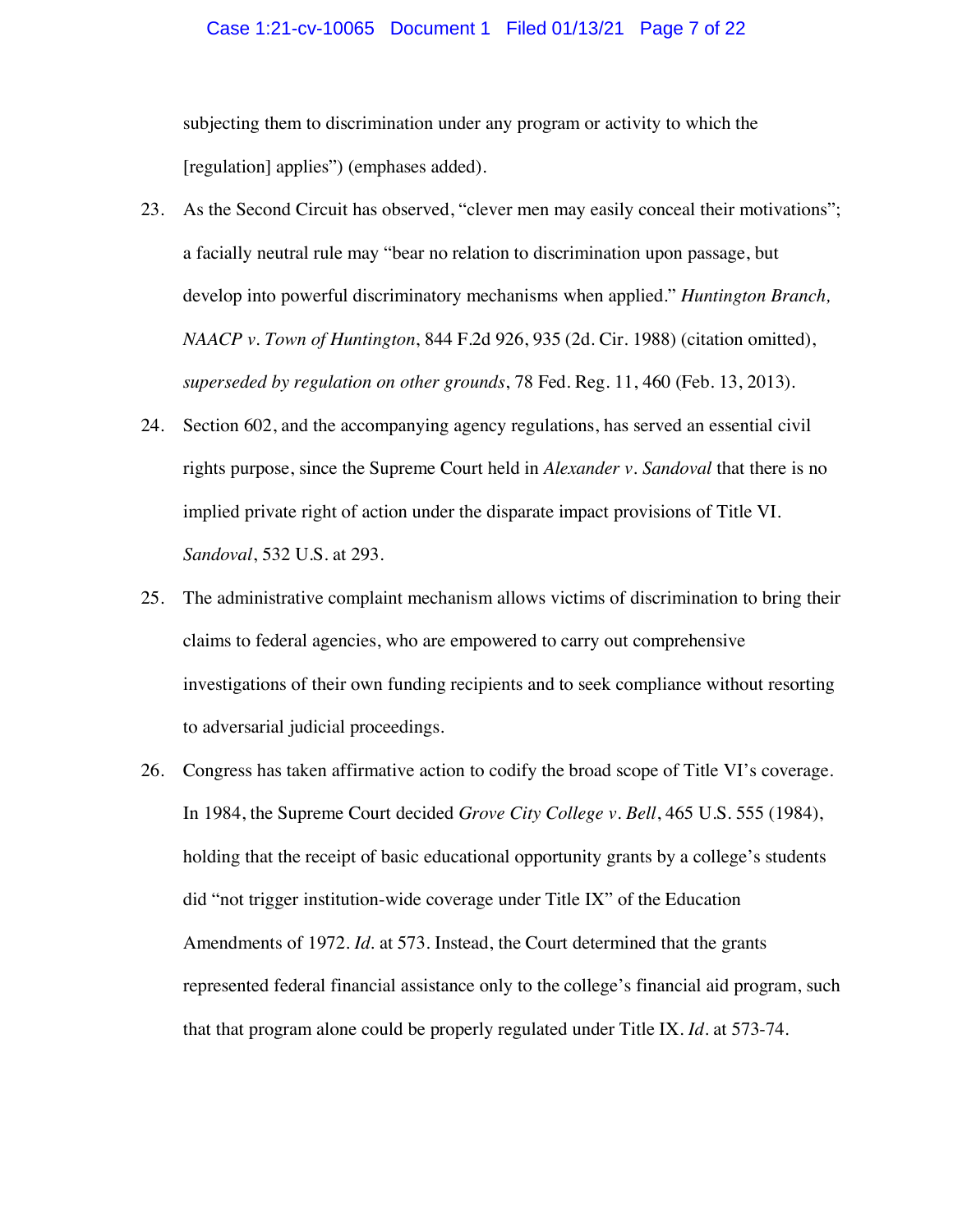subjecting them to discrimination under any program or activity to which the [regulation] applies") (emphases added).

23. As the Second Circuit has observed, "clever men may easily conceal their motivations"; a facially neutral rule may "bear no relation to discrimination upon passage, but develop into powerful discriminatory mechanisms when applied." *Huntington Branch, NAACP v. Town of Huntington*, 844 F.2d 926, 935 (2d. Cir. 1988) (citation omitted), *superseded by regulation on other grounds*, 78 Fed. Reg. 11, 460 (Feb. 13, 2013).

24. Section 602, and the accompanying agency regulations, has served an essential civil rights purpose, since the Supreme Court held in *Alexander v. Sandoval* that there is no implied private right of action under the disparate impact provisions of Title VI. *Sandoval*, 532 U.S. at 293.

25. The administrative complaint mechanism allows victims of discrimination to bring their claims to federal agencies, who are empowered to carry out comprehensive investigations of their own funding recipients and to seek compliance without resorting to adversarial judicial proceedings.

26. Congress has taken affirmative action to codify the broad scope of Title VI's coverage. In 1984, the Supreme Court decided *Grove City College v. Bell*, 465 U.S. 555 (1984), holding that the receipt of basic educational opportunity grants by a college's students did "not trigger institution-wide coverage under Title IX" of the Education Amendments of 1972. *Id.* at 573. Instead, the Court determined that the grants represented federal financial assistance only to the college's financial aid program, such that that program alone could be properly regulated under Title IX. *Id.* at 573-74.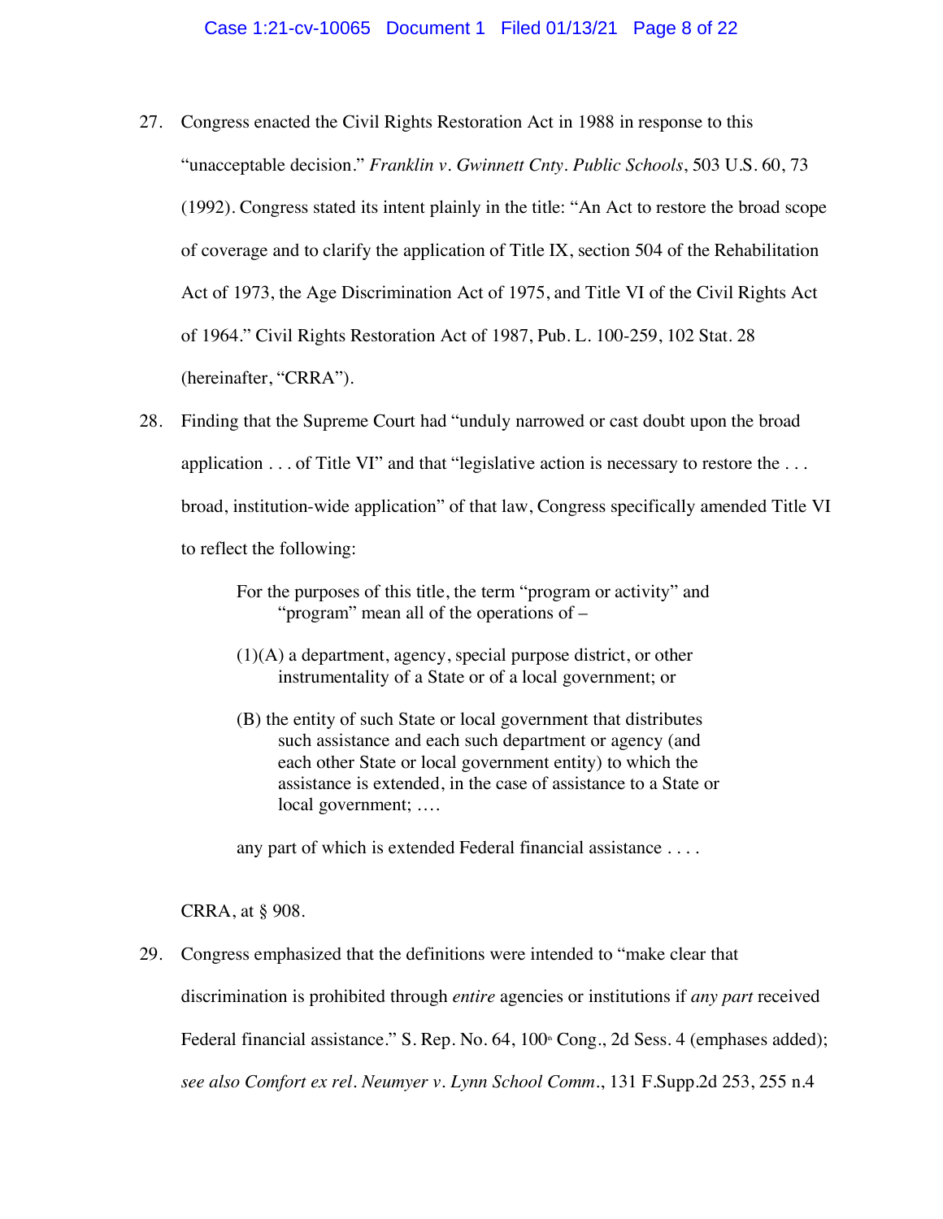27. Congress enacted the Civil Rights Restoration Act in 1988 in response to this "unacceptable decision." *Franklin v. Gwinnett Cnty. Public Schools*, 503 U.S. 60, 73 (1992). Congress stated its intent plainly in the title: "An Act to restore the broad scope of coverage and to clarify the application of Title IX, section 504 of the Rehabilitation Act of 1973, the Age Discrimination Act of 1975, and Title VI of the Civil Rights Act of 1964." Civil Rights Restoration Act of 1987, Pub. L. 100-259, 102 Stat. 28 (hereinafter, "CRRA").

28. Finding that the Supreme Court had "unduly narrowed or cast doubt upon the broad application . . . of Title VI" and that "legislative action is necessary to restore the . . . broad, institution-wide application" of that law, Congress specifically amended Title VI to reflect the following:

> For the purposes of this title, the term "program or activity" and "program" mean all of the operations of –
>
> (1)(A) a department, agency, special purpose district, or other instrumentality of a State or of a local government; or
>
> (B) the entity of such State or local government that distributes such assistance and each such department or agency (and each other State or local government entity) to which the assistance is extended, in the case of assistance to a State or local government; ….
>
> any part of which is extended Federal financial assistance . . . .

CRRA, at § 908.

29. Congress emphasized that the definitions were intended to "make clear that discrimination is prohibited through *entire* agencies or institutions if *any part* received Federal financial assistance." S. Rep. No. 64, 100th Cong., 2d Sess. 4 (emphases added); *see also Comfort ex rel. Neumyer v. Lynn School Comm.*, 131 F.Supp.2d 253, 255 n.4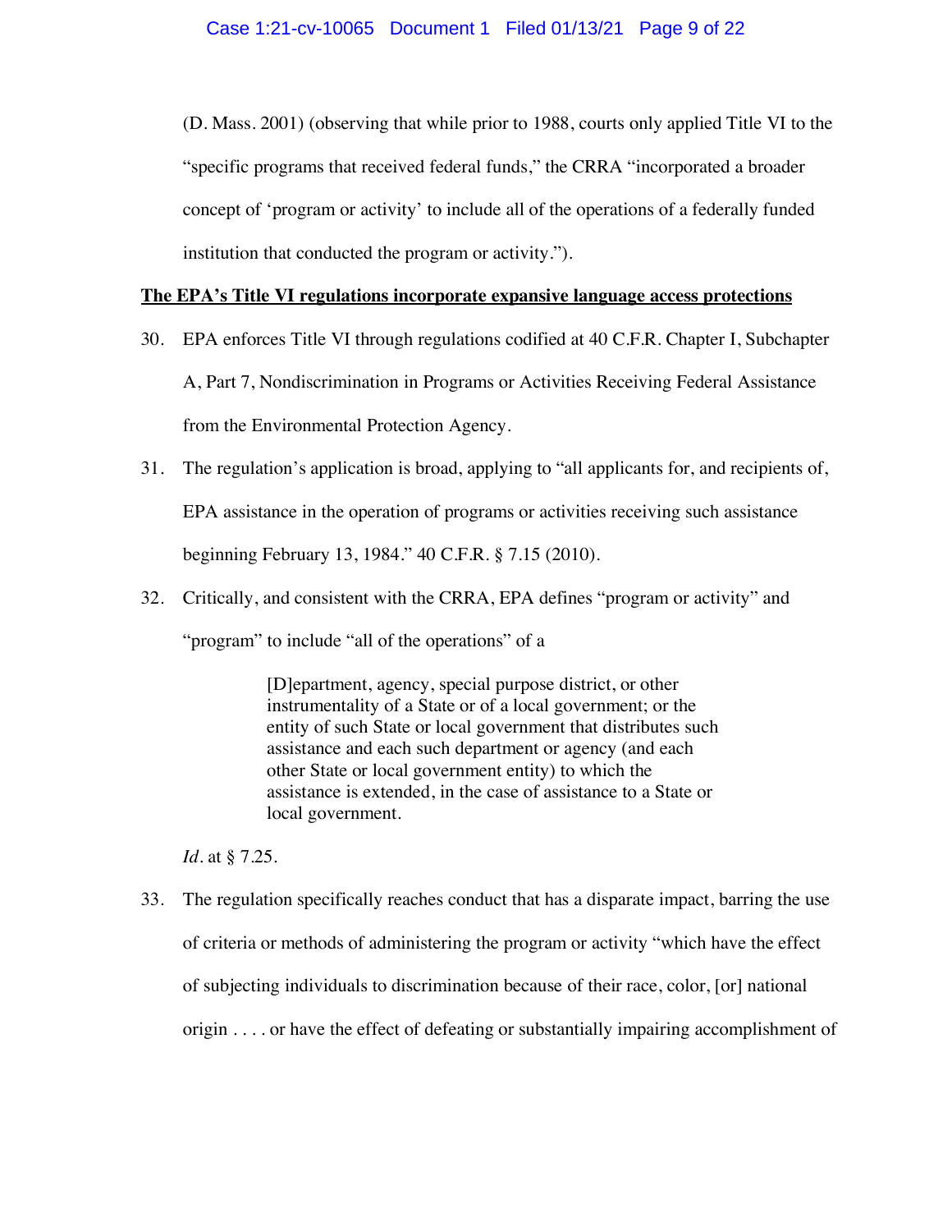(D. Mass. 2001) (observing that while prior to 1988, courts only applied Title VI to the "specific programs that received federal funds," the CRRA "incorporated a broader concept of 'program or activity' to include all of the operations of a federally funded institution that conducted the program or activity.").

<u>**The EPA's Title VI regulations incorporate expansive language access protections**</u>

30. EPA enforces Title VI through regulations codified at 40 C.F.R. Chapter I, Subchapter A, Part 7, Nondiscrimination in Programs or Activities Receiving Federal Assistance from the Environmental Protection Agency.

31. The regulation's application is broad, applying to "all applicants for, and recipients of, EPA assistance in the operation of programs or activities receiving such assistance beginning February 13, 1984." 40 C.F.R. § 7.15 (2010).

32. Critically, and consistent with the CRRA, EPA defines "program or activity" and "program" to include "all of the operations" of a

> [D]epartment, agency, special purpose district, or other instrumentality of a State or of a local government; or the entity of such State or local government that distributes such assistance and each such department or agency (and each other State or local government entity) to which the assistance is extended, in the case of assistance to a State or local government.

*Id.* at § 7.25.

33. The regulation specifically reaches conduct that has a disparate impact, barring the use of criteria or methods of administering the program or activity "which have the effect of subjecting individuals to discrimination because of their race, color, [or] national origin . . . . or have the effect of defeating or substantially impairing accomplishment of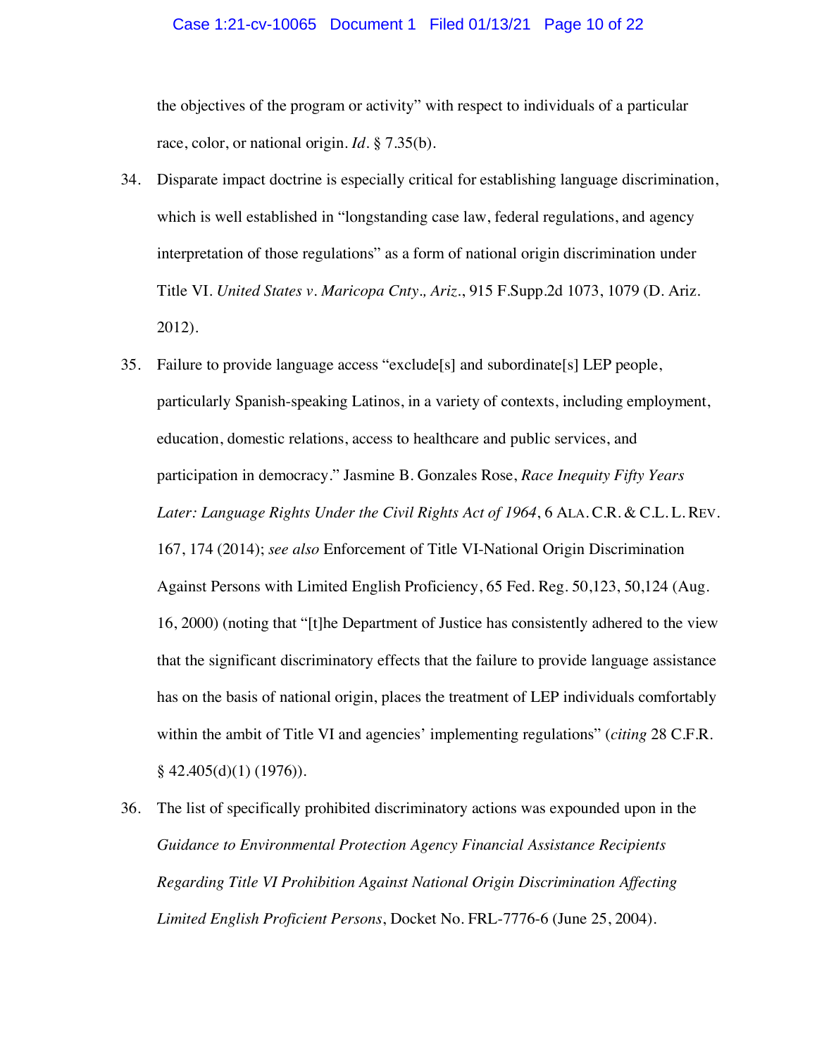the objectives of the program or activity" with respect to individuals of a particular race, color, or national origin. *Id*. § 7.35(b).

34. Disparate impact doctrine is especially critical for establishing language discrimination, which is well established in "longstanding case law, federal regulations, and agency interpretation of those regulations" as a form of national origin discrimination under Title VI. *United States v. Maricopa Cnty., Ariz.*, 915 F.Supp.2d 1073, 1079 (D. Ariz. 2012).

35. Failure to provide language access "exclude[s] and subordinate[s] LEP people, particularly Spanish-speaking Latinos, in a variety of contexts, including employment, education, domestic relations, access to healthcare and public services, and participation in democracy." Jasmine B. Gonzales Rose, *Race Inequity Fifty Years Later: Language Rights Under the Civil Rights Act of 1964*, 6 ALA. C.R. & C.L. L. REV. 167, 174 (2014); *see also* Enforcement of Title VI-National Origin Discrimination Against Persons with Limited English Proficiency, 65 Fed. Reg. 50,123, 50,124 (Aug. 16, 2000) (noting that "[t]he Department of Justice has consistently adhered to the view that the significant discriminatory effects that the failure to provide language assistance has on the basis of national origin, places the treatment of LEP individuals comfortably within the ambit of Title VI and agencies' implementing regulations" (*citing* 28 C.F.R. § 42.405(d)(1) (1976)).

36. The list of specifically prohibited discriminatory actions was expounded upon in the *Guidance to Environmental Protection Agency Financial Assistance Recipients Regarding Title VI Prohibition Against National Origin Discrimination Affecting Limited English Proficient Persons*, Docket No. FRL-7776-6 (June 25, 2004).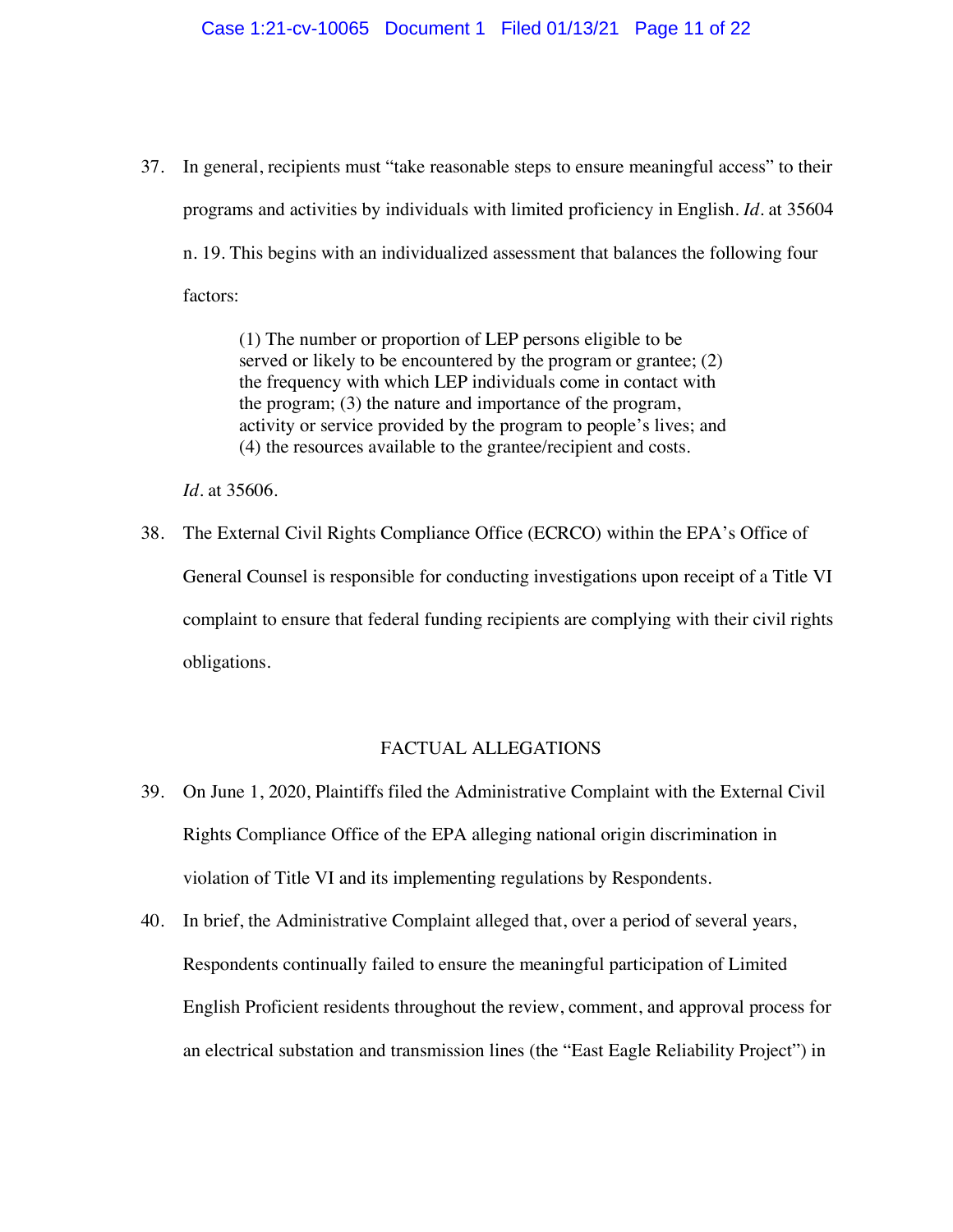37. In general, recipients must "take reasonable steps to ensure meaningful access" to their programs and activities by individuals with limited proficiency in English. *Id*. at 35604 n. 19. This begins with an individualized assessment that balances the following four factors:

> (1) The number or proportion of LEP persons eligible to be served or likely to be encountered by the program or grantee; (2) the frequency with which LEP individuals come in contact with the program; (3) the nature and importance of the program, activity or service provided by the program to people's lives; and (4) the resources available to the grantee/recipient and costs.

*Id*. at 35606.

38. The External Civil Rights Compliance Office (ECRCO) within the EPA's Office of General Counsel is responsible for conducting investigations upon receipt of a Title VI complaint to ensure that federal funding recipients are complying with their civil rights obligations.

## FACTUAL ALLEGATIONS

39. On June 1, 2020, Plaintiffs filed the Administrative Complaint with the External Civil Rights Compliance Office of the EPA alleging national origin discrimination in violation of Title VI and its implementing regulations by Respondents.

40. In brief, the Administrative Complaint alleged that, over a period of several years, Respondents continually failed to ensure the meaningful participation of Limited English Proficient residents throughout the review, comment, and approval process for an electrical substation and transmission lines (the "East Eagle Reliability Project") in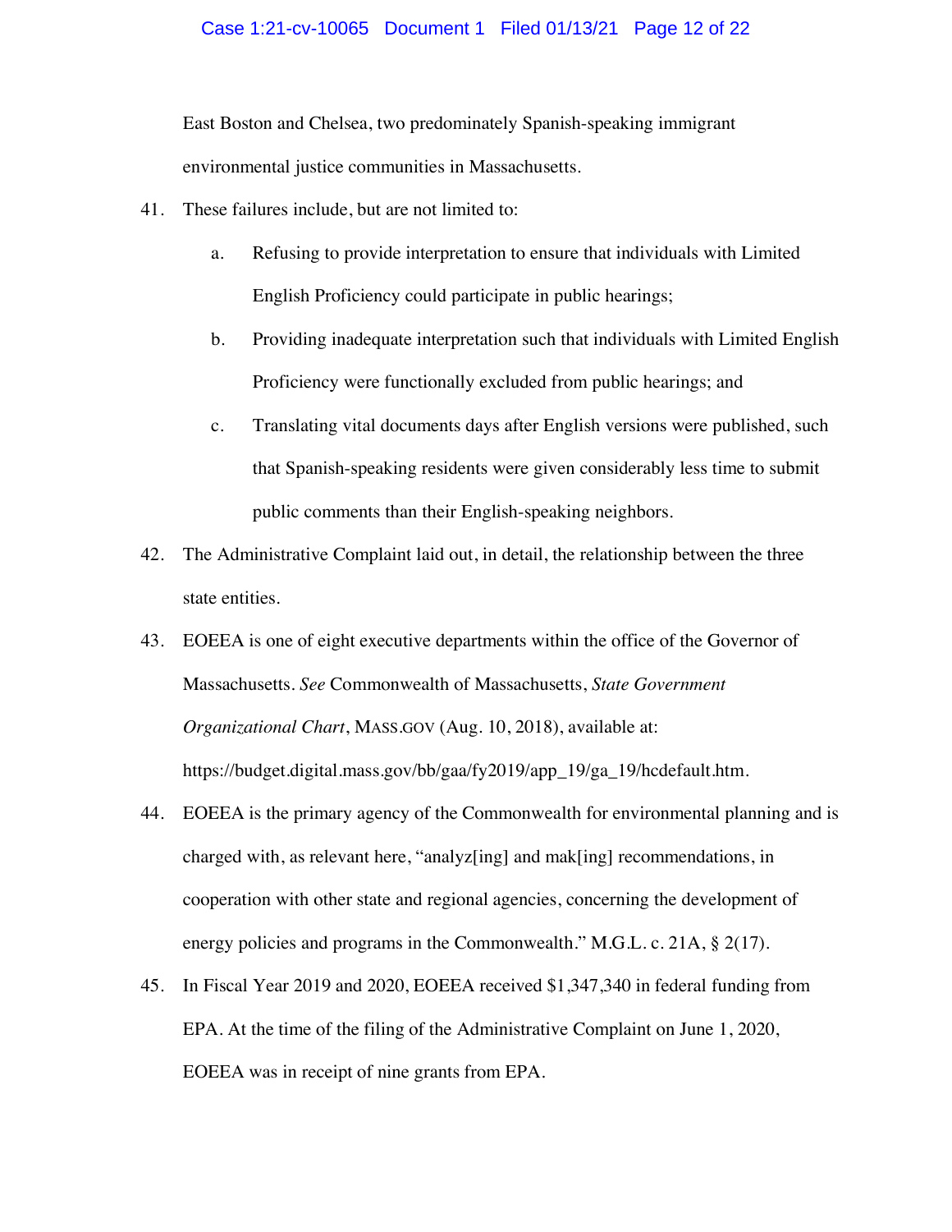East Boston and Chelsea, two predominately Spanish-speaking immigrant environmental justice communities in Massachusetts.

41. These failures include, but are not limited to:

    a. Refusing to provide interpretation to ensure that individuals with Limited English Proficiency could participate in public hearings;

    b. Providing inadequate interpretation such that individuals with Limited English Proficiency were functionally excluded from public hearings; and

    c. Translating vital documents days after English versions were published, such that Spanish-speaking residents were given considerably less time to submit public comments than their English-speaking neighbors.

42. The Administrative Complaint laid out, in detail, the relationship between the three state entities.

43. EOEEA is one of eight executive departments within the office of the Governor of Massachusetts. *See* Commonwealth of Massachusetts, *State Government Organizational Chart*, MASS.GOV (Aug. 10, 2018), available at: https://budget.digital.mass.gov/bb/gaa/fy2019/app_19/ga_19/hcdefault.htm.

44. EOEEA is the primary agency of the Commonwealth for environmental planning and is charged with, as relevant here, "analyz[ing] and mak[ing] recommendations, in cooperation with other state and regional agencies, concerning the development of energy policies and programs in the Commonwealth." M.G.L. c. 21A, § 2(17).

45. In Fiscal Year 2019 and 2020, EOEEA received $1,347,340 in federal funding from EPA. At the time of the filing of the Administrative Complaint on June 1, 2020, EOEEA was in receipt of nine grants from EPA.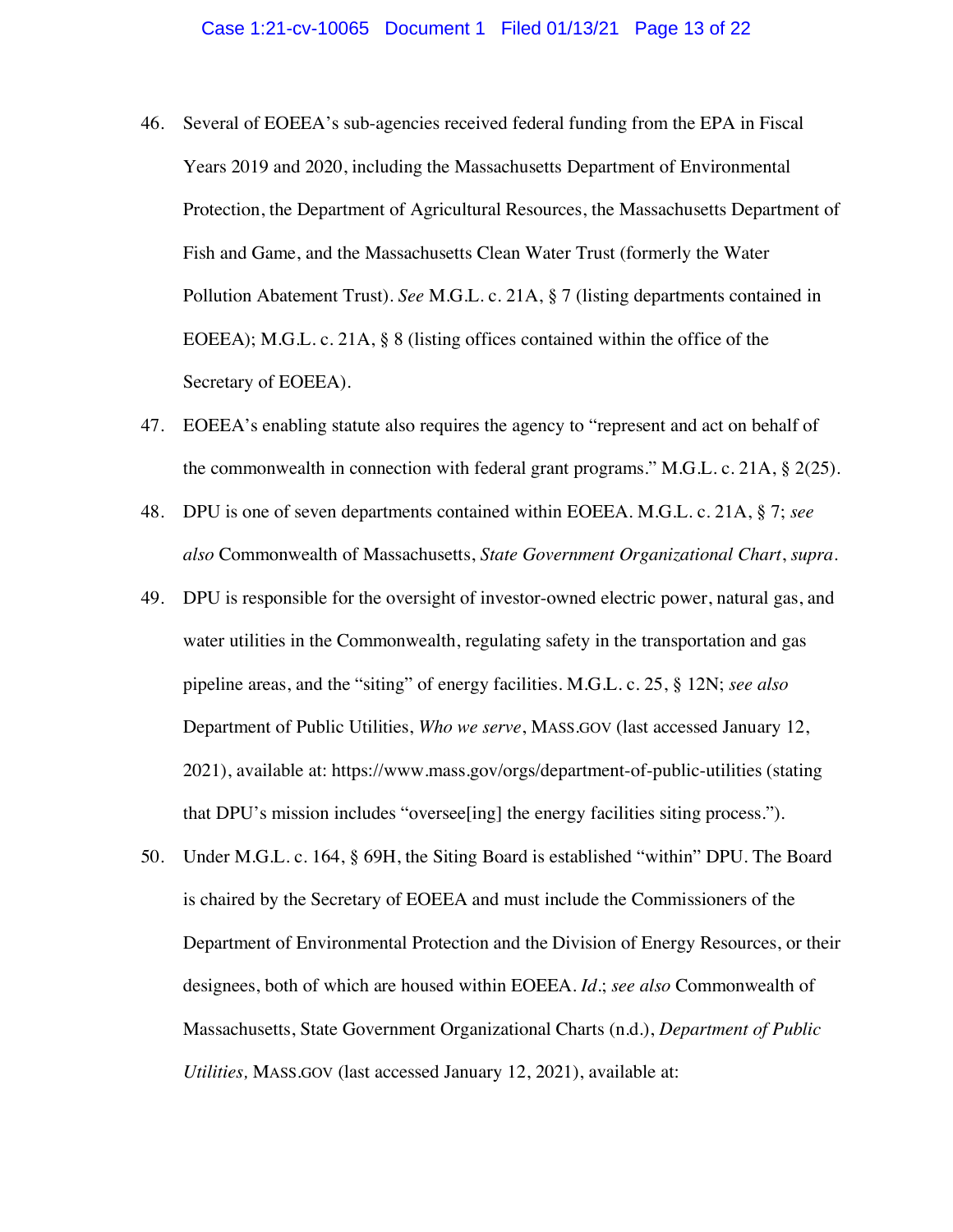46. Several of EOEEA's sub-agencies received federal funding from the EPA in Fiscal Years 2019 and 2020, including the Massachusetts Department of Environmental Protection, the Department of Agricultural Resources, the Massachusetts Department of Fish and Game, and the Massachusetts Clean Water Trust (formerly the Water Pollution Abatement Trust). *See* M.G.L. c. 21A, § 7 (listing departments contained in EOEEA); M.G.L. c. 21A, § 8 (listing offices contained within the office of the Secretary of EOEEA).

47. EOEEA's enabling statute also requires the agency to "represent and act on behalf of the commonwealth in connection with federal grant programs." M.G.L. c. 21A, § 2(25).

48. DPU is one of seven departments contained within EOEEA. M.G.L. c. 21A, § 7; *see also* Commonwealth of Massachusetts, *State Government Organizational Chart*, *supra*.

49. DPU is responsible for the oversight of investor-owned electric power, natural gas, and water utilities in the Commonwealth, regulating safety in the transportation and gas pipeline areas, and the "siting" of energy facilities. M.G.L. c. 25, § 12N; *see also* Department of Public Utilities, *Who we serve*, MASS.GOV (last accessed January 12, 2021), available at: https://www.mass.gov/orgs/department-of-public-utilities (stating that DPU's mission includes "oversee[ing] the energy facilities siting process.").

50. Under M.G.L. c. 164, § 69H, the Siting Board is established "within" DPU. The Board is chaired by the Secretary of EOEEA and must include the Commissioners of the Department of Environmental Protection and the Division of Energy Resources, or their designees, both of which are housed within EOEEA. *Id.*; *see also* Commonwealth of Massachusetts, State Government Organizational Charts (n.d.), *Department of Public Utilities,* MASS.GOV (last accessed January 12, 2021), available at: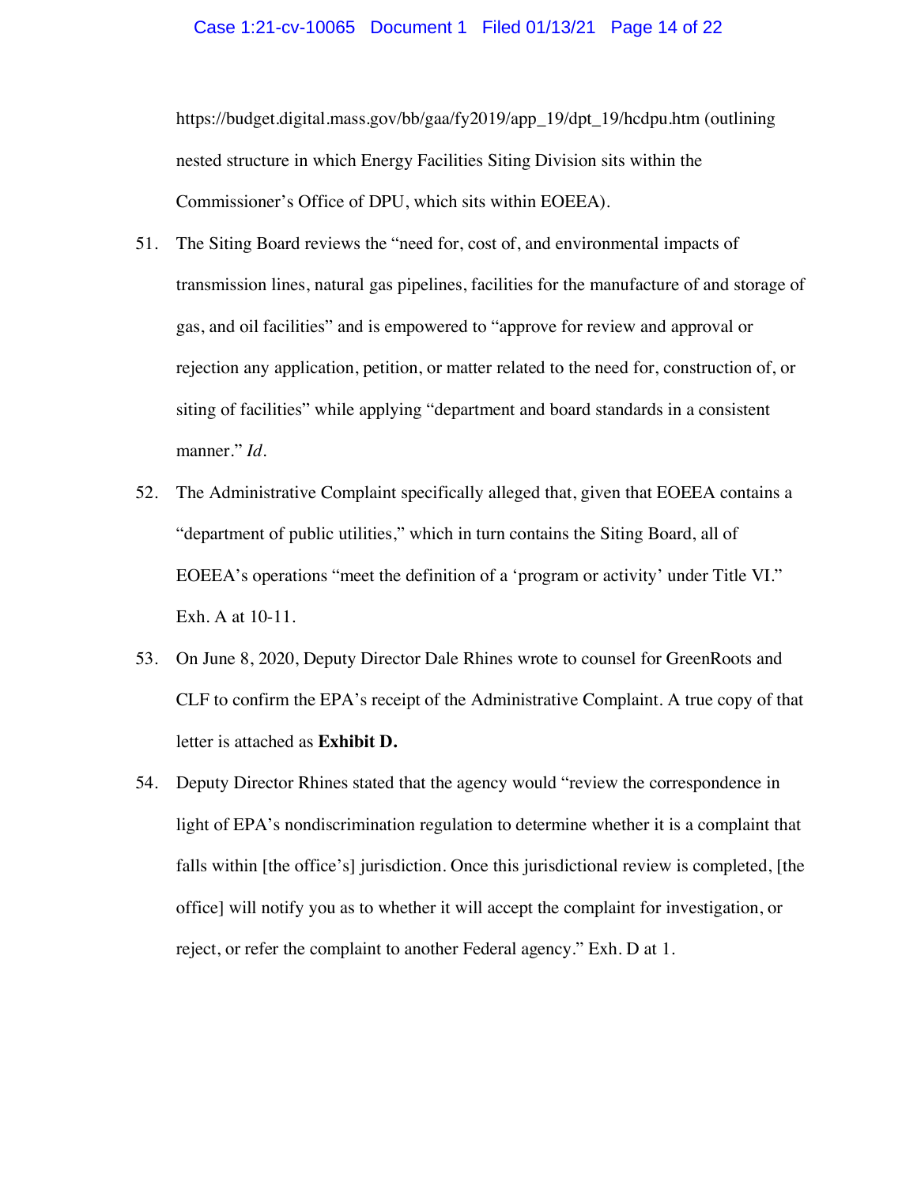https://budget.digital.mass.gov/bb/gaa/fy2019/app_19/dpt_19/hcdpu.htm (outlining nested structure in which Energy Facilities Siting Division sits within the Commissioner's Office of DPU, which sits within EOEEA).

51. The Siting Board reviews the "need for, cost of, and environmental impacts of transmission lines, natural gas pipelines, facilities for the manufacture of and storage of gas, and oil facilities" and is empowered to "approve for review and approval or rejection any application, petition, or matter related to the need for, construction of, or siting of facilities" while applying "department and board standards in a consistent manner." *Id*.

52. The Administrative Complaint specifically alleged that, given that EOEEA contains a "department of public utilities," which in turn contains the Siting Board, all of EOEEA's operations "meet the definition of a 'program or activity' under Title VI." Exh. A at 10-11.

53. On June 8, 2020, Deputy Director Dale Rhines wrote to counsel for GreenRoots and CLF to confirm the EPA's receipt of the Administrative Complaint. A true copy of that letter is attached as **Exhibit D.**

54. Deputy Director Rhines stated that the agency would "review the correspondence in light of EPA's nondiscrimination regulation to determine whether it is a complaint that falls within [the office's] jurisdiction. Once this jurisdictional review is completed, [the office] will notify you as to whether it will accept the complaint for investigation, or reject, or refer the complaint to another Federal agency." Exh. D at 1.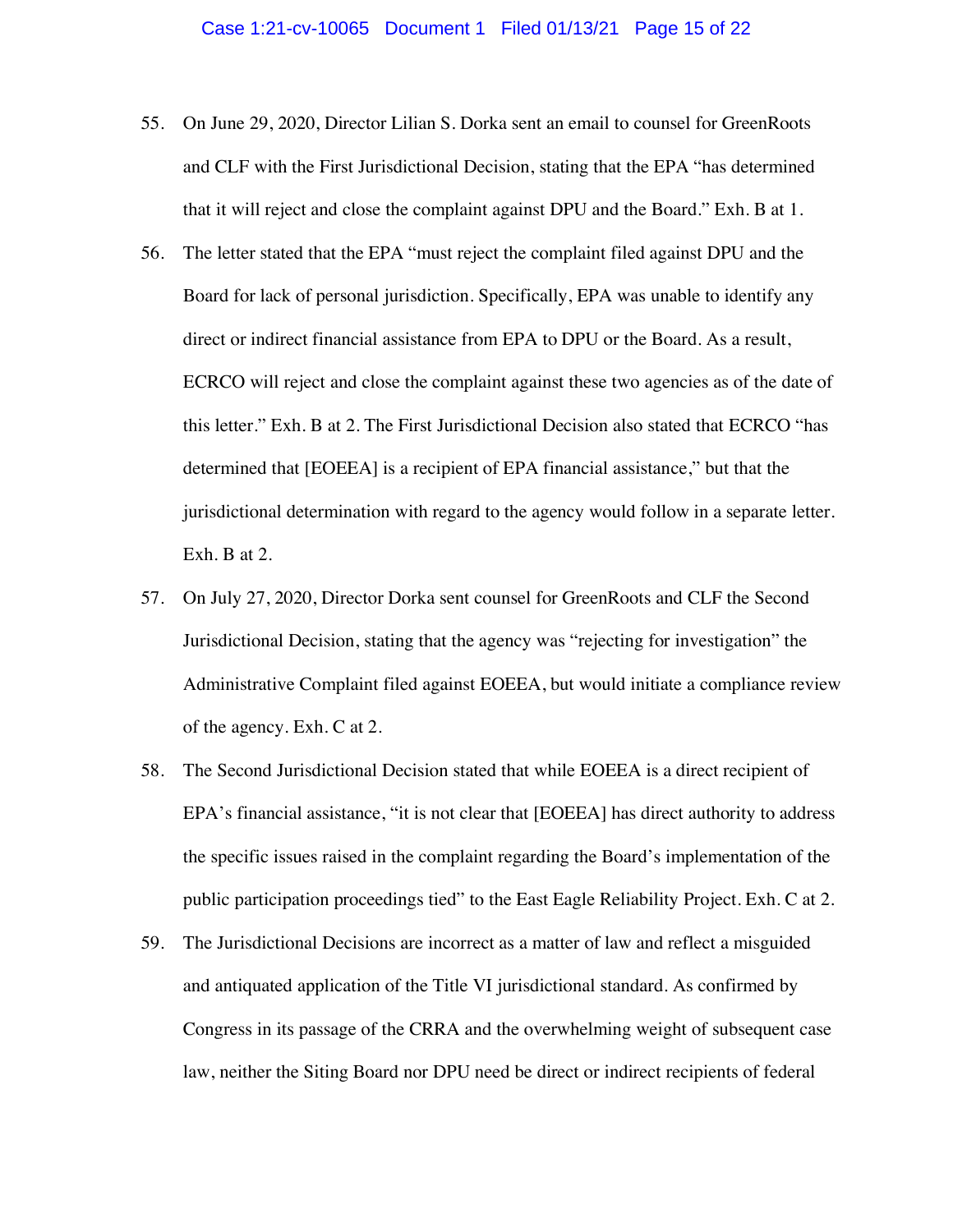55. On June 29, 2020, Director Lilian S. Dorka sent an email to counsel for GreenRoots and CLF with the First Jurisdictional Decision, stating that the EPA "has determined that it will reject and close the complaint against DPU and the Board." Exh. B at 1.

56. The letter stated that the EPA "must reject the complaint filed against DPU and the Board for lack of personal jurisdiction. Specifically, EPA was unable to identify any direct or indirect financial assistance from EPA to DPU or the Board. As a result, ECRCO will reject and close the complaint against these two agencies as of the date of this letter." Exh. B at 2. The First Jurisdictional Decision also stated that ECRCO "has determined that [EOEEA] is a recipient of EPA financial assistance," but that the jurisdictional determination with regard to the agency would follow in a separate letter. Exh. B at 2.

57. On July 27, 2020, Director Dorka sent counsel for GreenRoots and CLF the Second Jurisdictional Decision, stating that the agency was "rejecting for investigation" the Administrative Complaint filed against EOEEA, but would initiate a compliance review of the agency. Exh. C at 2.

58. The Second Jurisdictional Decision stated that while EOEEA is a direct recipient of EPA's financial assistance, "it is not clear that [EOEEA] has direct authority to address the specific issues raised in the complaint regarding the Board's implementation of the public participation proceedings tied" to the East Eagle Reliability Project. Exh. C at 2.

59. The Jurisdictional Decisions are incorrect as a matter of law and reflect a misguided and antiquated application of the Title VI jurisdictional standard. As confirmed by Congress in its passage of the CRRA and the overwhelming weight of subsequent case law, neither the Siting Board nor DPU need be direct or indirect recipients of federal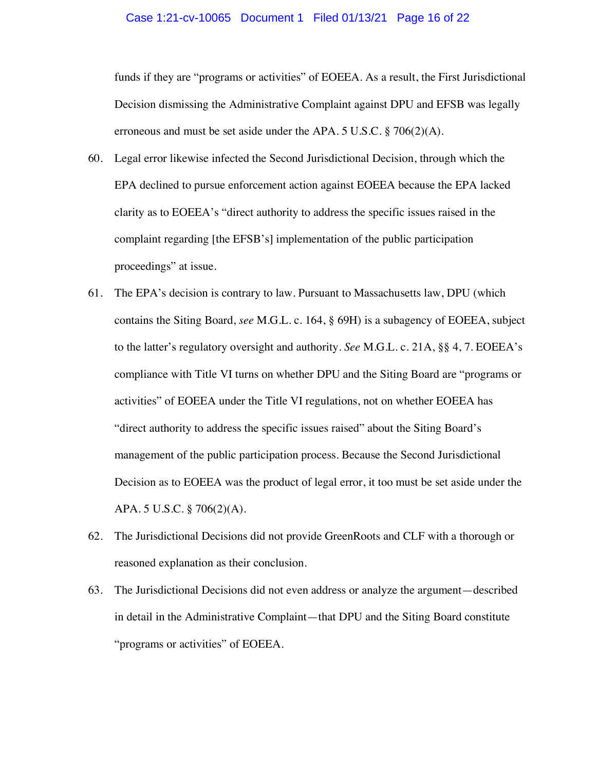funds if they are "programs or activities" of EOEEA. As a result, the First Jurisdictional Decision dismissing the Administrative Complaint against DPU and EFSB was legally erroneous and must be set aside under the APA. 5 U.S.C. § 706(2)(A).

60. Legal error likewise infected the Second Jurisdictional Decision, through which the EPA declined to pursue enforcement action against EOEEA because the EPA lacked clarity as to EOEEA's "direct authority to address the specific issues raised in the complaint regarding [the EFSB's] implementation of the public participation proceedings" at issue.

61. The EPA's decision is contrary to law. Pursuant to Massachusetts law, DPU (which contains the Siting Board, *see* M.G.L. c. 164, § 69H) is a subagency of EOEEA, subject to the latter's regulatory oversight and authority. *See* M.G.L. c. 21A, §§ 4, 7. EOEEA's compliance with Title VI turns on whether DPU and the Siting Board are "programs or activities" of EOEEA under the Title VI regulations, not on whether EOEEA has "direct authority to address the specific issues raised" about the Siting Board's management of the public participation process. Because the Second Jurisdictional Decision as to EOEEA was the product of legal error, it too must be set aside under the APA. 5 U.S.C. § 706(2)(A).

62. The Jurisdictional Decisions did not provide GreenRoots and CLF with a thorough or reasoned explanation as their conclusion.

63. The Jurisdictional Decisions did not even address or analyze the argument—described in detail in the Administrative Complaint—that DPU and the Siting Board constitute "programs or activities" of EOEEA.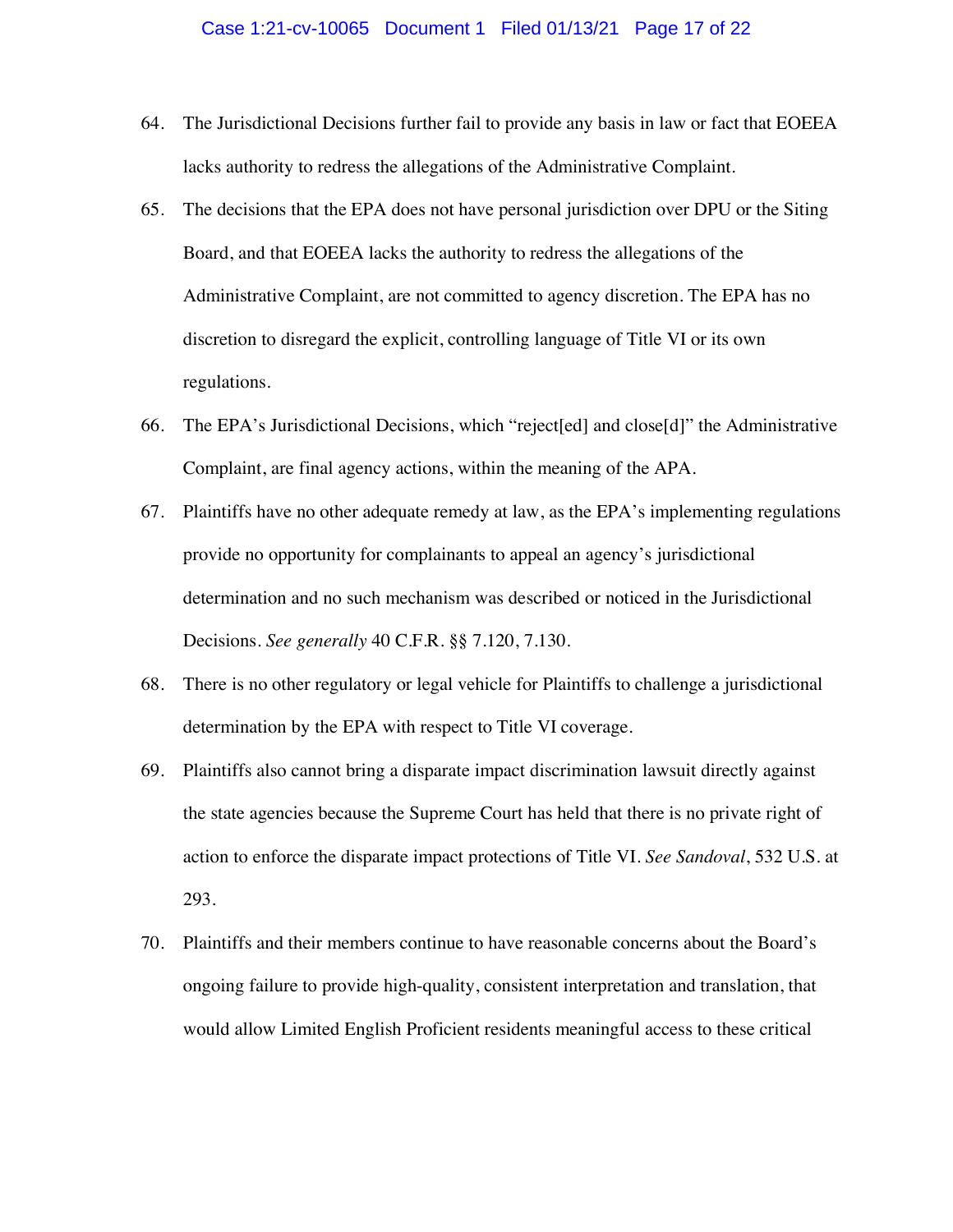64. The Jurisdictional Decisions further fail to provide any basis in law or fact that EOEEA lacks authority to redress the allegations of the Administrative Complaint.

65. The decisions that the EPA does not have personal jurisdiction over DPU or the Siting Board, and that EOEEA lacks the authority to redress the allegations of the Administrative Complaint, are not committed to agency discretion. The EPA has no discretion to disregard the explicit, controlling language of Title VI or its own regulations.

66. The EPA's Jurisdictional Decisions, which "reject[ed] and close[d]" the Administrative Complaint, are final agency actions, within the meaning of the APA.

67. Plaintiffs have no other adequate remedy at law, as the EPA's implementing regulations provide no opportunity for complainants to appeal an agency's jurisdictional determination and no such mechanism was described or noticed in the Jurisdictional Decisions. *See generally* 40 C.F.R. §§ 7.120, 7.130.

68. There is no other regulatory or legal vehicle for Plaintiffs to challenge a jurisdictional determination by the EPA with respect to Title VI coverage.

69. Plaintiffs also cannot bring a disparate impact discrimination lawsuit directly against the state agencies because the Supreme Court has held that there is no private right of action to enforce the disparate impact protections of Title VI. *See Sandoval*, 532 U.S. at 293.

70. Plaintiffs and their members continue to have reasonable concerns about the Board's ongoing failure to provide high-quality, consistent interpretation and translation, that would allow Limited English Proficient residents meaningful access to these critical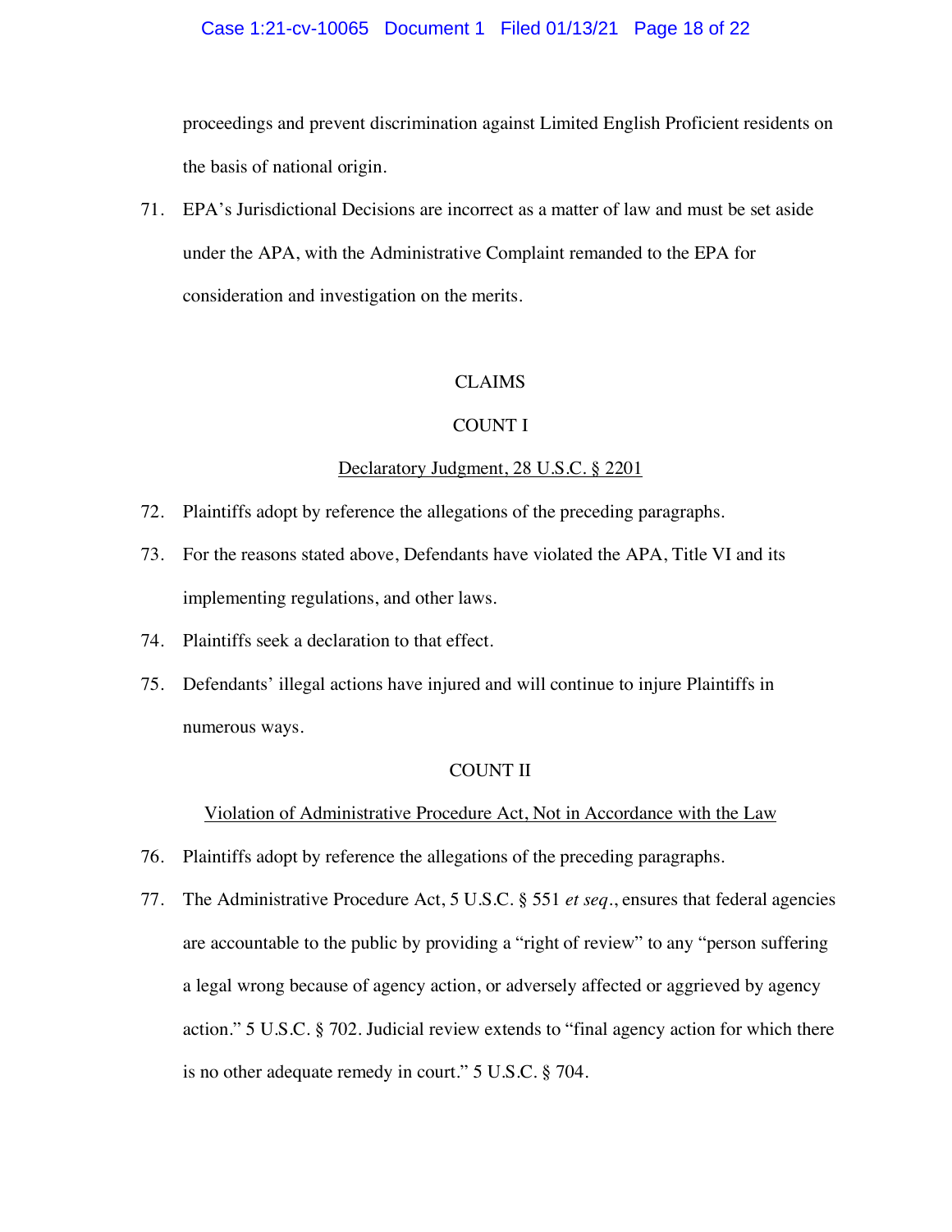proceedings and prevent discrimination against Limited English Proficient residents on the basis of national origin.

71. EPA's Jurisdictional Decisions are incorrect as a matter of law and must be set aside under the APA, with the Administrative Complaint remanded to the EPA for consideration and investigation on the merits.

## CLAIMS

### COUNT I

Declaratory Judgment, 28 U.S.C. § 2201

72. Plaintiffs adopt by reference the allegations of the preceding paragraphs.

73. For the reasons stated above, Defendants have violated the APA, Title VI and its implementing regulations, and other laws.

74. Plaintiffs seek a declaration to that effect.

75. Defendants' illegal actions have injured and will continue to injure Plaintiffs in numerous ways.

### COUNT II

Violation of Administrative Procedure Act, Not in Accordance with the Law

76. Plaintiffs adopt by reference the allegations of the preceding paragraphs.

77. The Administrative Procedure Act, 5 U.S.C. § 551 *et seq*., ensures that federal agencies are accountable to the public by providing a "right of review" to any "person suffering a legal wrong because of agency action, or adversely affected or aggrieved by agency action." 5 U.S.C. § 702. Judicial review extends to "final agency action for which there is no other adequate remedy in court." 5 U.S.C. § 704.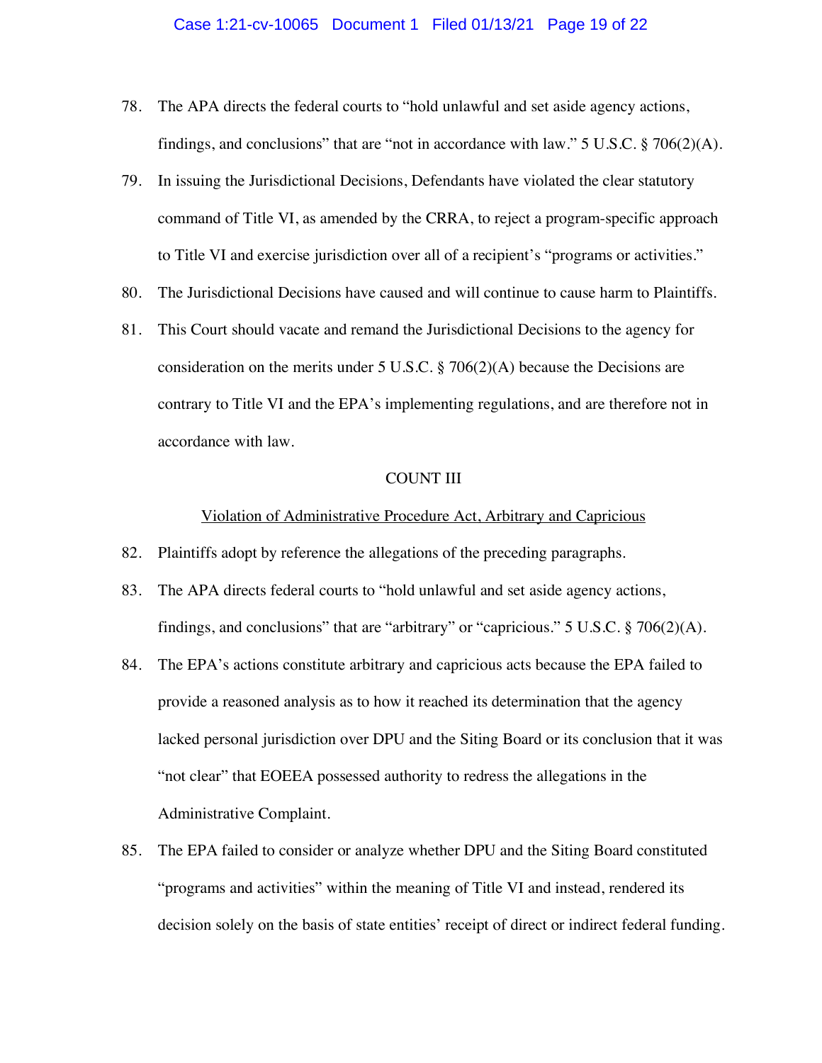78. The APA directs the federal courts to "hold unlawful and set aside agency actions, findings, and conclusions" that are "not in accordance with law." 5 U.S.C. § 706(2)(A).

79. In issuing the Jurisdictional Decisions, Defendants have violated the clear statutory command of Title VI, as amended by the CRRA, to reject a program-specific approach to Title VI and exercise jurisdiction over all of a recipient's "programs or activities."

80. The Jurisdictional Decisions have caused and will continue to cause harm to Plaintiffs.

81. This Court should vacate and remand the Jurisdictional Decisions to the agency for consideration on the merits under 5 U.S.C. § 706(2)(A) because the Decisions are contrary to Title VI and the EPA's implementing regulations, and are therefore not in accordance with law.

## COUNT III

<u>Violation of Administrative Procedure Act, Arbitrary and Capricious</u>

82. Plaintiffs adopt by reference the allegations of the preceding paragraphs.

83. The APA directs federal courts to "hold unlawful and set aside agency actions, findings, and conclusions" that are "arbitrary" or "capricious." 5 U.S.C. § 706(2)(A).

84. The EPA's actions constitute arbitrary and capricious acts because the EPA failed to provide a reasoned analysis as to how it reached its determination that the agency lacked personal jurisdiction over DPU and the Siting Board or its conclusion that it was "not clear" that EOEEA possessed authority to redress the allegations in the Administrative Complaint.

85. The EPA failed to consider or analyze whether DPU and the Siting Board constituted "programs and activities" within the meaning of Title VI and instead, rendered its decision solely on the basis of state entities' receipt of direct or indirect federal funding.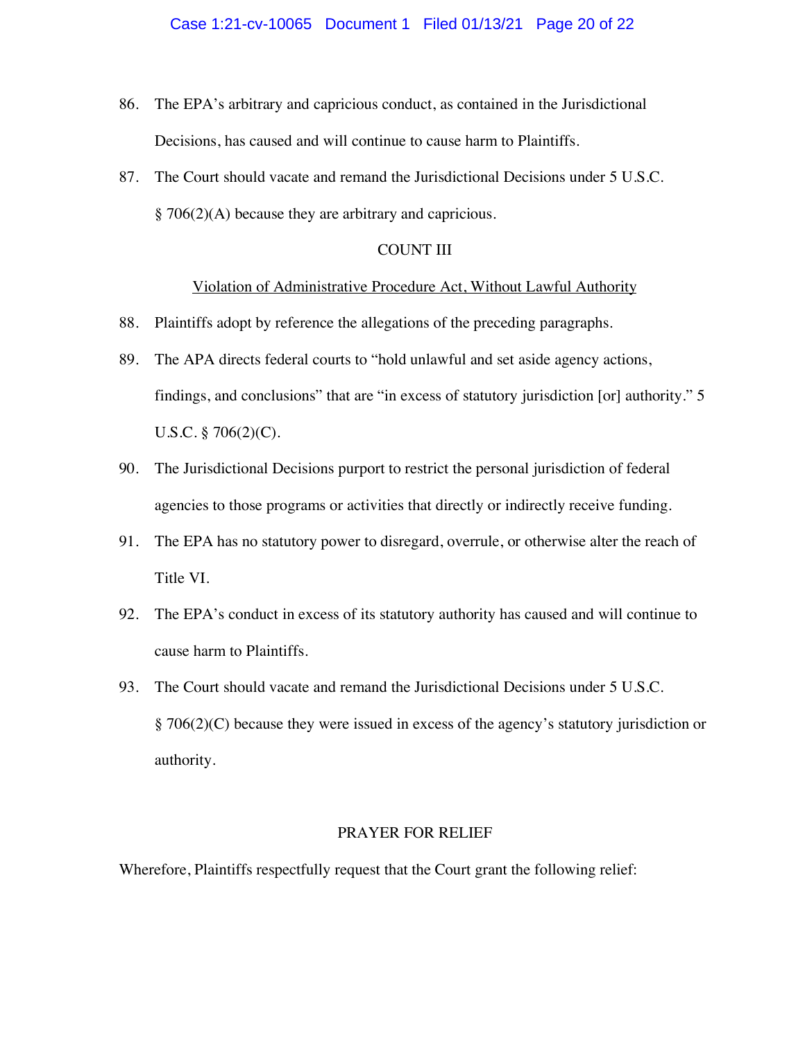86. The EPA's arbitrary and capricious conduct, as contained in the Jurisdictional Decisions, has caused and will continue to cause harm to Plaintiffs.

87. The Court should vacate and remand the Jurisdictional Decisions under 5 U.S.C. § 706(2)(A) because they are arbitrary and capricious.

## COUNT III

### Violation of Administrative Procedure Act, Without Lawful Authority

88. Plaintiffs adopt by reference the allegations of the preceding paragraphs.

89. The APA directs federal courts to "hold unlawful and set aside agency actions, findings, and conclusions" that are "in excess of statutory jurisdiction [or] authority." 5 U.S.C. § 706(2)(C).

90. The Jurisdictional Decisions purport to restrict the personal jurisdiction of federal agencies to those programs or activities that directly or indirectly receive funding.

91. The EPA has no statutory power to disregard, overrule, or otherwise alter the reach of Title VI.

92. The EPA's conduct in excess of its statutory authority has caused and will continue to cause harm to Plaintiffs.

93. The Court should vacate and remand the Jurisdictional Decisions under 5 U.S.C. § 706(2)(C) because they were issued in excess of the agency's statutory jurisdiction or authority.

## PRAYER FOR RELIEF

Wherefore, Plaintiffs respectfully request that the Court grant the following relief: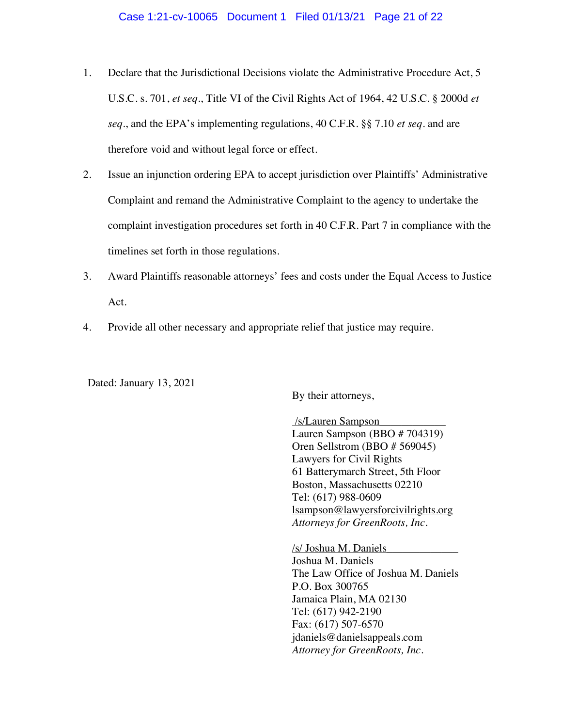1. Declare that the Jurisdictional Decisions violate the Administrative Procedure Act, 5 U.S.C. s. 701, *et seq*., Title VI of the Civil Rights Act of 1964, 42 U.S.C. § 2000d *et seq*., and the EPA's implementing regulations, 40 C.F.R. §§ 7.10 *et seq*. and are therefore void and without legal force or effect.

2. Issue an injunction ordering EPA to accept jurisdiction over Plaintiffs' Administrative Complaint and remand the Administrative Complaint to the agency to undertake the complaint investigation procedures set forth in 40 C.F.R. Part 7 in compliance with the timelines set forth in those regulations.

3. Award Plaintiffs reasonable attorneys' fees and costs under the Equal Access to Justice Act.

4. Provide all other necessary and appropriate relief that justice may require.

Dated: January 13, 2021

By their attorneys,

/s/Lauren Sampson
Lauren Sampson (BBO # 704319)
Oren Sellstrom (BBO # 569045)
Lawyers for Civil Rights
61 Batterymarch Street, 5th Floor
Boston, Massachusetts 02210
Tel: (617) 988-0609
lsampson@lawyersforcivilrights.org
*Attorneys for GreenRoots, Inc.*

/s/ Joshua M. Daniels
Joshua M. Daniels
The Law Office of Joshua M. Daniels
P.O. Box 300765
Jamaica Plain, MA 02130
Tel: (617) 942-2190
Fax: (617) 507-6570
jdaniels@danielsappeals.com
*Attorney for GreenRoots, Inc.*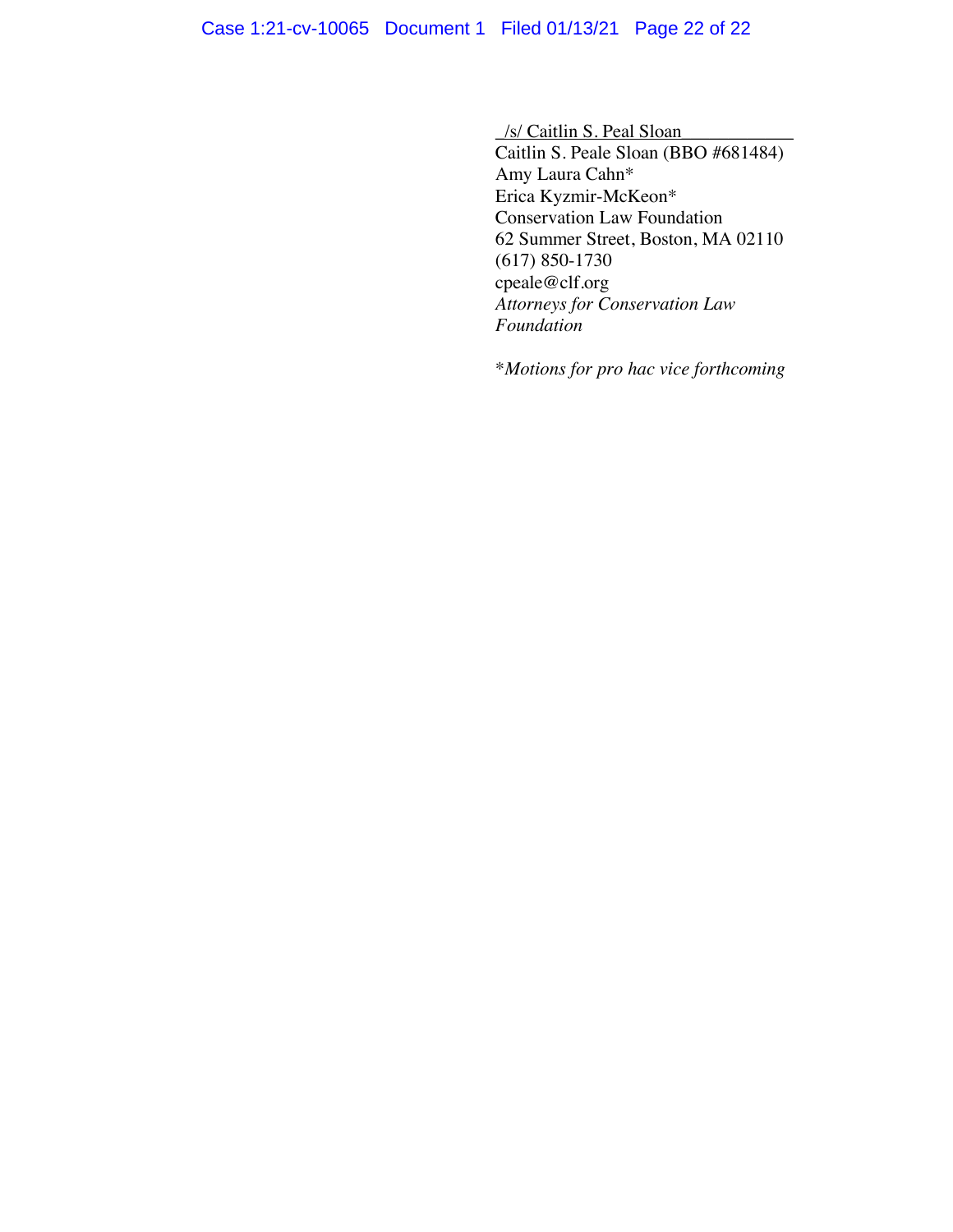/s/ Caitlin S. Peal Sloan

Caitlin S. Peale Sloan (BBO #681484)
Amy Laura Cahn*
Erica Kyzmir-McKeon*
Conservation Law Foundation
62 Summer Street, Boston, MA 02110
(617) 850-1730
cpeale@clf.org
*Attorneys for Conservation Law Foundation*

\**Motions for pro hac vice forthcoming*